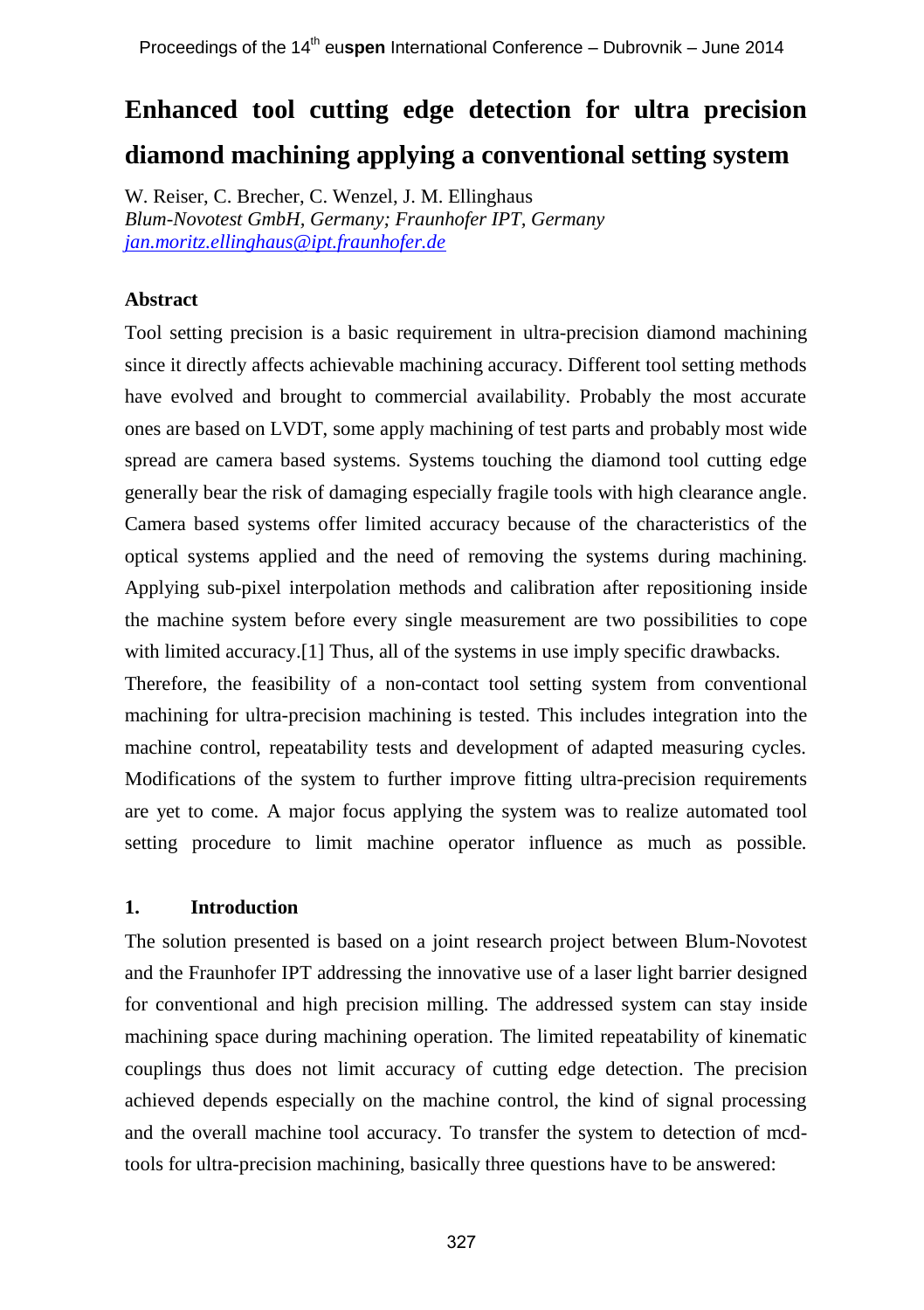# Enhanced tool cutting edge detection for ultra precision diamond machining applying a conventional setting system

W. Reiser, C. Brecher, C. Wenzel, J. M. Ellinghaus

*Blum-Novotest GmbH, Germany; Fraunhofer IPT, Germany*

jan.moritz.ellinghaus@ipt.fraunhofer.de

### Abstract

Tool setting precision is a basic requirement in ultra-precision diamond machining since it directly affects achievable machining accuracy. Different tool setting methods have evolved and brought to commercial availability. Probably the most accurate ones are based on LVDT, some apply machining of test parts and probably most wide spread are camera based systems. Systems touching the diamond tool cutting edge generally bear the risk of damaging especially fragile tools with high clearance angle. Camera based systems offer limited accuracy because of the characteristics of the optical systems applied and the need of removing the systems during machining. Applying sub-pixel interpolation methods and calibration after repositioning inside the machine system before every single measurement are two possibilities to cope with limited accuracy.[1] Thus, all of the systems in use imply specific drawbacks.

Therefore, the feasibility of a non-contact tool setting system from conventional machining for ultra-precision machining is tested. This includes integration into the machine control, repeatability tests and development of adapted measuring cycles. Modifications of the system to further improve fitting ultra-precision requirements are yet to come. A major focus applying the system was to realize automated tool setting procedure to limit machine operator influence as much as possible.

### 1. Introduction

The solution presented is based on a joint research project between Blum-Novotest and the Fraunhofer IPT addressing the innovative use of a laser light barrier designed for conventional and high precision milling. The addressed system can stay inside machining space during machining operation. The limited repeatability of kinematic couplings thus does not limit accuracy of cutting edge detection. The precision achieved depends especially on the machine control, the kind of signal processing and the overall machine tool accuracy. To transfer the system to detection of mcd-tools for ultra-precision machining, basically three questions have to be answered: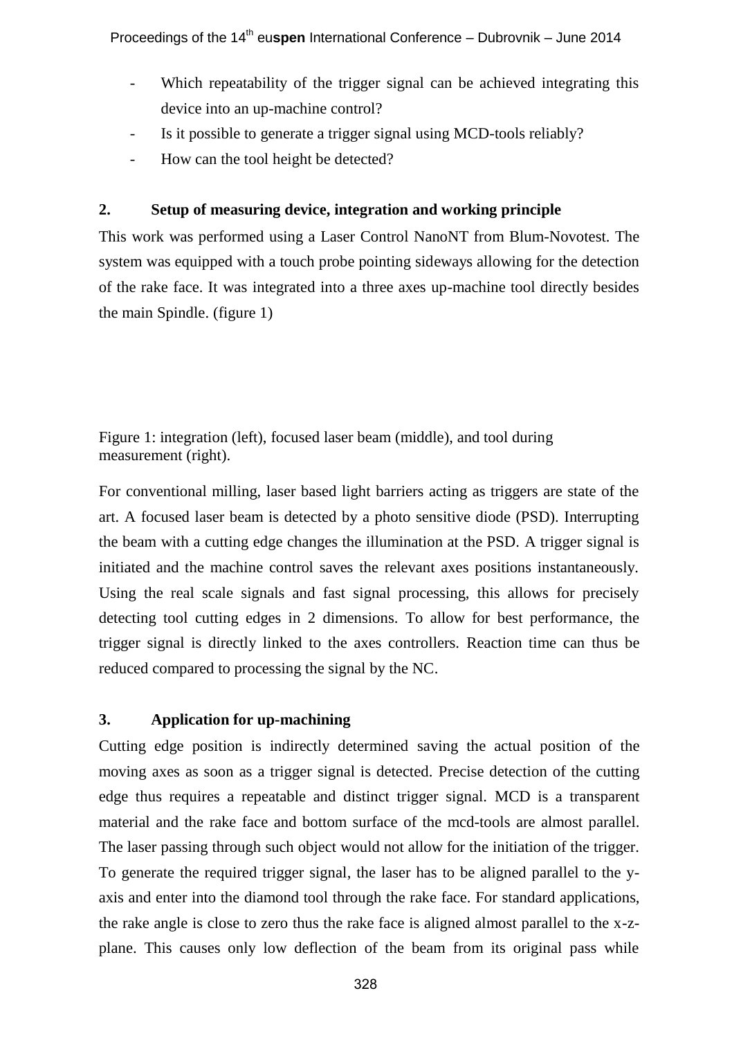- Which repeatability of the trigger signal can be achieved integrating this device into an up-machine control?
- Is it possible to generate a trigger signal using MCD-tools reliably?
- How can the tool height be detected?

## 2. Setup of measuring device, integration and working principle

This work was performed using a Laser Control NanoNT from Blum-Novotest. The system was equipped with a touch probe pointing sideways allowing for the detection of the rake face. It was integrated into a three axes up-machine tool directly besides the main Spindle. (figure 1)

Figure 1: integration (left), focused laser beam (middle), and tool during measurement (right).

For conventional milling, laser based light barriers acting as triggers are state of the art. A focused laser beam is detected by a photo sensitive diode (PSD). Interrupting the beam with a cutting edge changes the illumination at the PSD. A trigger signal is initiated and the machine control saves the relevant axes positions instantaneously. Using the real scale signals and fast signal processing, this allows for precisely detecting tool cutting edges in 2 dimensions. To allow for best performance, the trigger signal is directly linked to the axes controllers. Reaction time can thus be reduced compared to processing the signal by the NC.

## 3. Application for up-machining

Cutting edge position is indirectly determined saving the actual position of the moving axes as soon as a trigger signal is detected. Precise detection of the cutting edge thus requires a repeatable and distinct trigger signal. MCD is a transparent material and the rake face and bottom surface of the mcd-tools are almost parallel. The laser passing through such object would not allow for the initiation of the trigger. To generate the required trigger signal, the laser has to be aligned parallel to the y-axis and enter into the diamond tool through the rake face. For standard applications, the rake angle is close to zero thus the rake face is aligned almost parallel to the x-z-plane. This causes only low deflection of the beam from its original pass while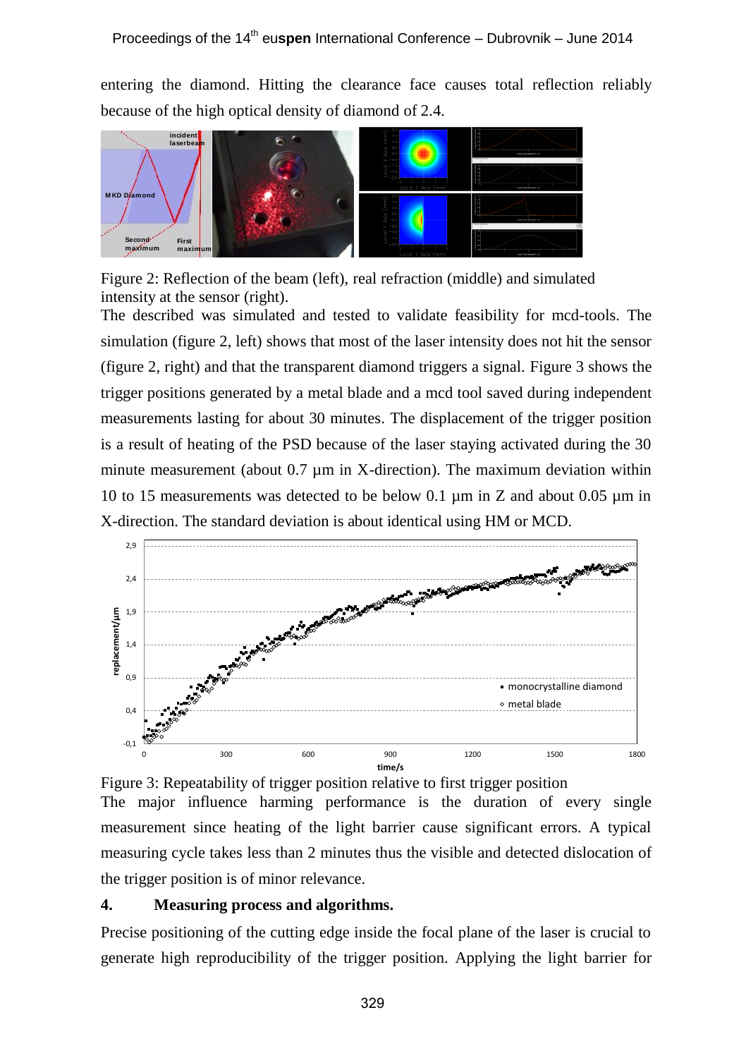entering the diamond. Hitting the clearance face causes total reflection reliably because of the high optical density of diamond of 2.4.

Figure 2: Reflection of the beam (left), real refraction (middle) and simulated intensity at the sensor (right).

The described was simulated and tested to validate feasibility for mcd-tools. The simulation (figure 2, left) shows that most of the laser intensity does not hit the sensor (figure 2, right) and that the transparent diamond triggers a signal. Figure 3 shows the trigger positions generated by a metal blade and a mcd tool saved during independent measurements lasting for about 30 minutes. The displacement of the trigger position is a result of heating of the PSD because of the laser staying activated during the 30 minute measurement (about 0.7 µm in X-direction). The maximum deviation within 10 to 15 measurements was detected to be below 0.1 µm in Z and about 0.05 µm in X-direction. The standard deviation is about identical using HM or MCD.

Figure 3: Repeatability of trigger position relative to first trigger position

The major influence harming performance is the duration of every single measurement since heating of the light barrier cause significant errors. A typical measuring cycle takes less than 2 minutes thus the visible and detected dislocation of the trigger position is of minor relevance.

## 4. Measuring process and algorithms.

Precise positioning of the cutting edge inside the focal plane of the laser is crucial to generate high reproducibility of the trigger position. Applying the light barrier for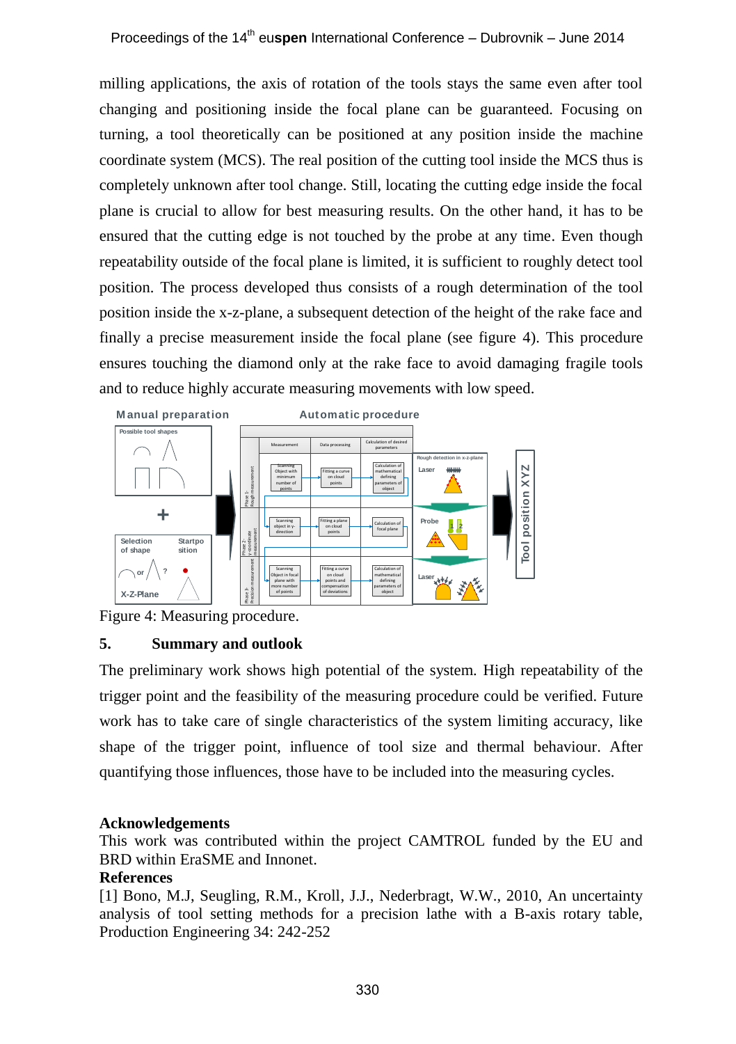milling applications, the axis of rotation of the tools stays the same even after tool changing and positioning inside the focal plane can be guaranteed. Focusing on turning, a tool theoretically can be positioned at any position inside the machine coordinate system (MCS). The real position of the cutting tool inside the MCS thus is completely unknown after tool change. Still, locating the cutting edge inside the focal plane is crucial to allow for best measuring results. On the other hand, it has to be ensured that the cutting edge is not touched by the probe at any time. Even though repeatability outside of the focal plane is limited, it is sufficient to roughly detect tool position. The process developed thus consists of a rough determination of the tool position inside the x-z-plane, a subsequent detection of the height of the rake face and finally a precise measurement inside the focal plane (see figure 4). This procedure ensures touching the diamond only at the rake face to avoid damaging fragile tools and to reduce highly accurate measuring movements with low speed.

Manual preparation

Possible tool shapes

Selection of shape

Startposition

X-Z-Plane

Automatic procedure

Measurement

Data processing

Calculation of desired parameters

Phase 1: Rough measurement

Scanning Object with minimum number of points

Fitting a curve on cloud points

Calculation of mathematical defining parameters of object

Phase 2: y-coordinate measurement

Scanning object in y-direction

Fitting a plane on cloud points

Calculation of focal plane

Phase 3: Precision measurement

Scanning Object in focal plane with more number of points

Fitting a curve on cloud points and compensation of deviations

Calculation of mathematical defining parameters of object

Rough detection in x-z-plane

Laser

Probe

Laser

Tool position XYZ

Figure 4: Measuring procedure.

## 5. Summary and outlook

The preliminary work shows high potential of the system. High repeatability of the trigger point and the feasibility of the measuring procedure could be verified. Future work has to take care of single characteristics of the system limiting accuracy, like shape of the trigger point, influence of tool size and thermal behaviour. After quantifying those influences, those have to be included into the measuring cycles.

## Acknowledgements

This work was contributed within the project CAMTROL funded by the EU and BRD within EraSME and Innonet.

## References

[1] Bono, M.J, Seugling, R.M., Kroll, J.J., Nederbragt, W.W., 2010, An uncertainty analysis of tool setting methods for a precision lathe with a B-axis rotary table, Production Engineering 34: 242-252